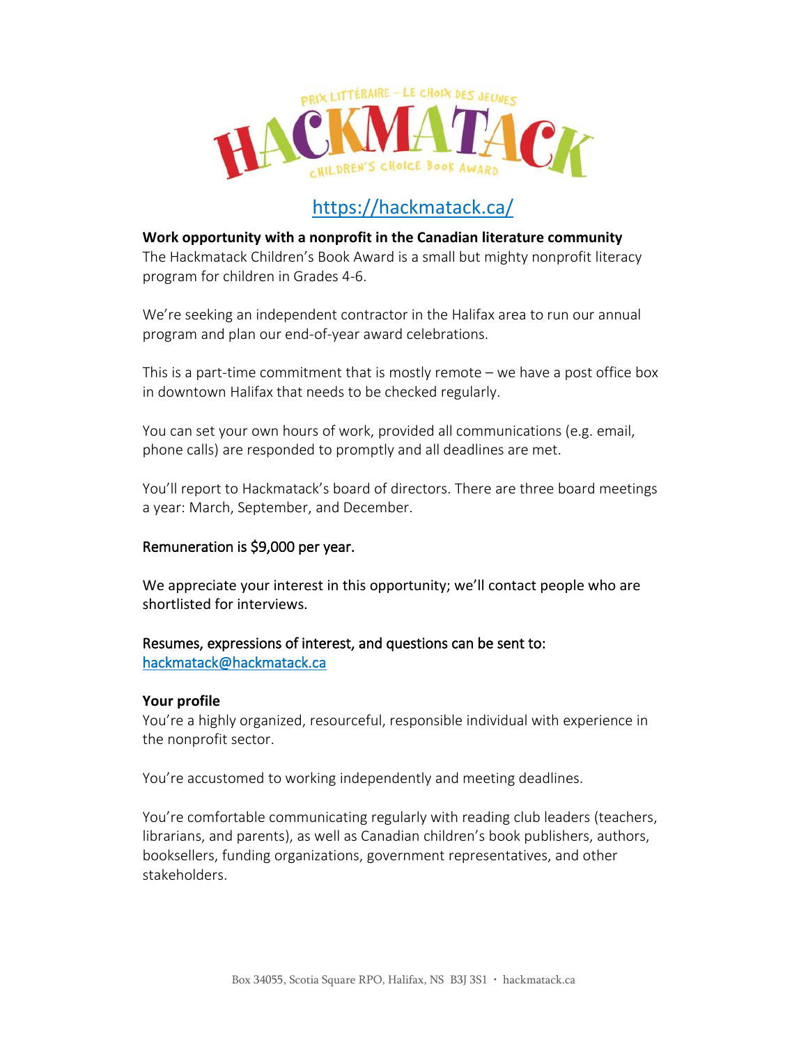PRIX LITTÉRAIRE – LE CHOIX DES JEUNES

# HACKMATACK

CHILDREN'S CHOICE BOOK AWARD

https://hackmatack.ca/

**Work opportunity with a nonprofit in the Canadian literature community**
The Hackmatack Children's Book Award is a small but mighty nonprofit literacy program for children in Grades 4-6.

We're seeking an independent contractor in the Halifax area to run our annual program and plan our end-of-year award celebrations.

This is a part-time commitment that is mostly remote – we have a post office box in downtown Halifax that needs to be checked regularly.

You can set your own hours of work, provided all communications (e.g. email, phone calls) are responded to promptly and all deadlines are met.

You'll report to Hackmatack's board of directors. There are three board meetings a year: March, September, and December.

Remuneration is $9,000 per year.

We appreciate your interest in this opportunity; we'll contact people who are shortlisted for interviews.

Resumes, expressions of interest, and questions can be sent to:
hackmatack@hackmatack.ca

**Your profile**
You're a highly organized, resourceful, responsible individual with experience in the nonprofit sector.

You're accustomed to working independently and meeting deadlines.

You're comfortable communicating regularly with reading club leaders (teachers, librarians, and parents), as well as Canadian children's book publishers, authors, booksellers, funding organizations, government representatives, and other stakeholders.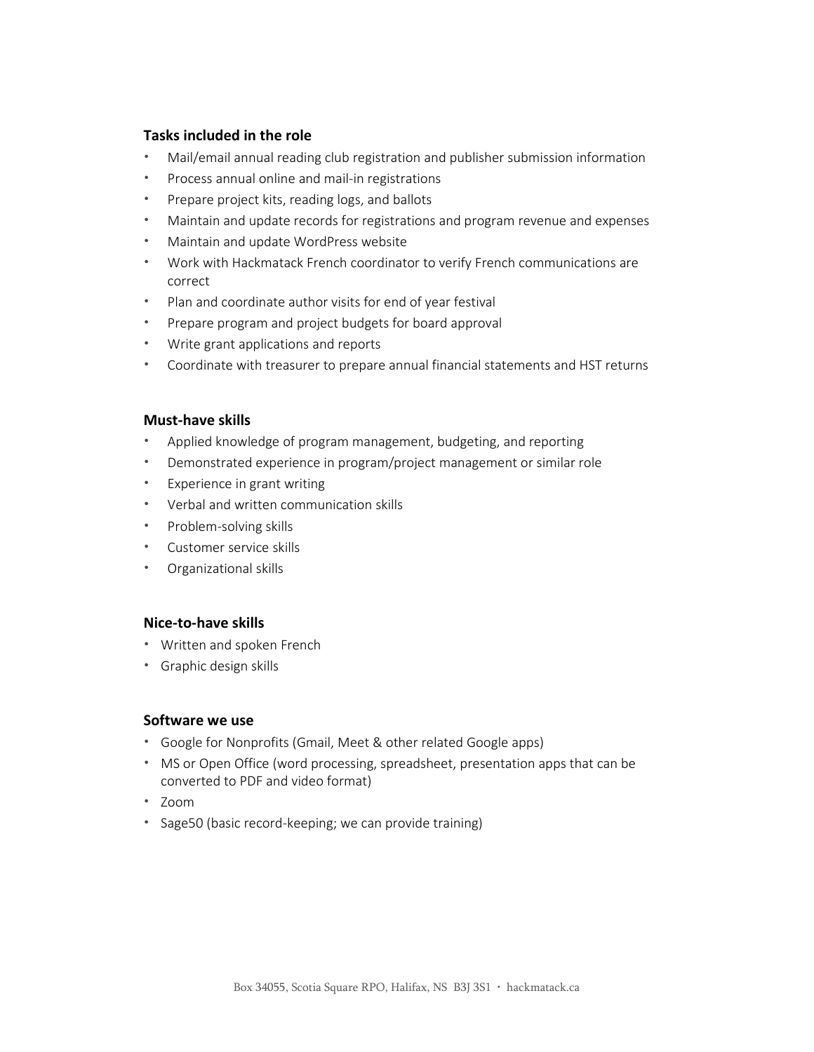### Tasks included in the role

- Mail/email annual reading club registration and publisher submission information
- Process annual online and mail-in registrations
- Prepare project kits, reading logs, and ballots
- Maintain and update records for registrations and program revenue and expenses
- Maintain and update WordPress website
- Work with Hackmatack French coordinator to verify French communications are correct
- Plan and coordinate author visits for end of year festival
- Prepare program and project budgets for board approval
- Write grant applications and reports
- Coordinate with treasurer to prepare annual financial statements and HST returns

### Must-have skills

- Applied knowledge of program management, budgeting, and reporting
- Demonstrated experience in program/project management or similar role
- Experience in grant writing
- Verbal and written communication skills
- Problem-solving skills
- Customer service skills
- Organizational skills

### Nice-to-have skills

- Written and spoken French
- Graphic design skills

### Software we use

- Google for Nonprofits (Gmail, Meet & other related Google apps)
- MS or Open Office (word processing, spreadsheet, presentation apps that can be converted to PDF and video format)
- Zoom
- Sage50 (basic record-keeping; we can provide training)

Box 34055, Scotia Square RPO, Halifax, NS B3J 3S1 • hackmatack.ca